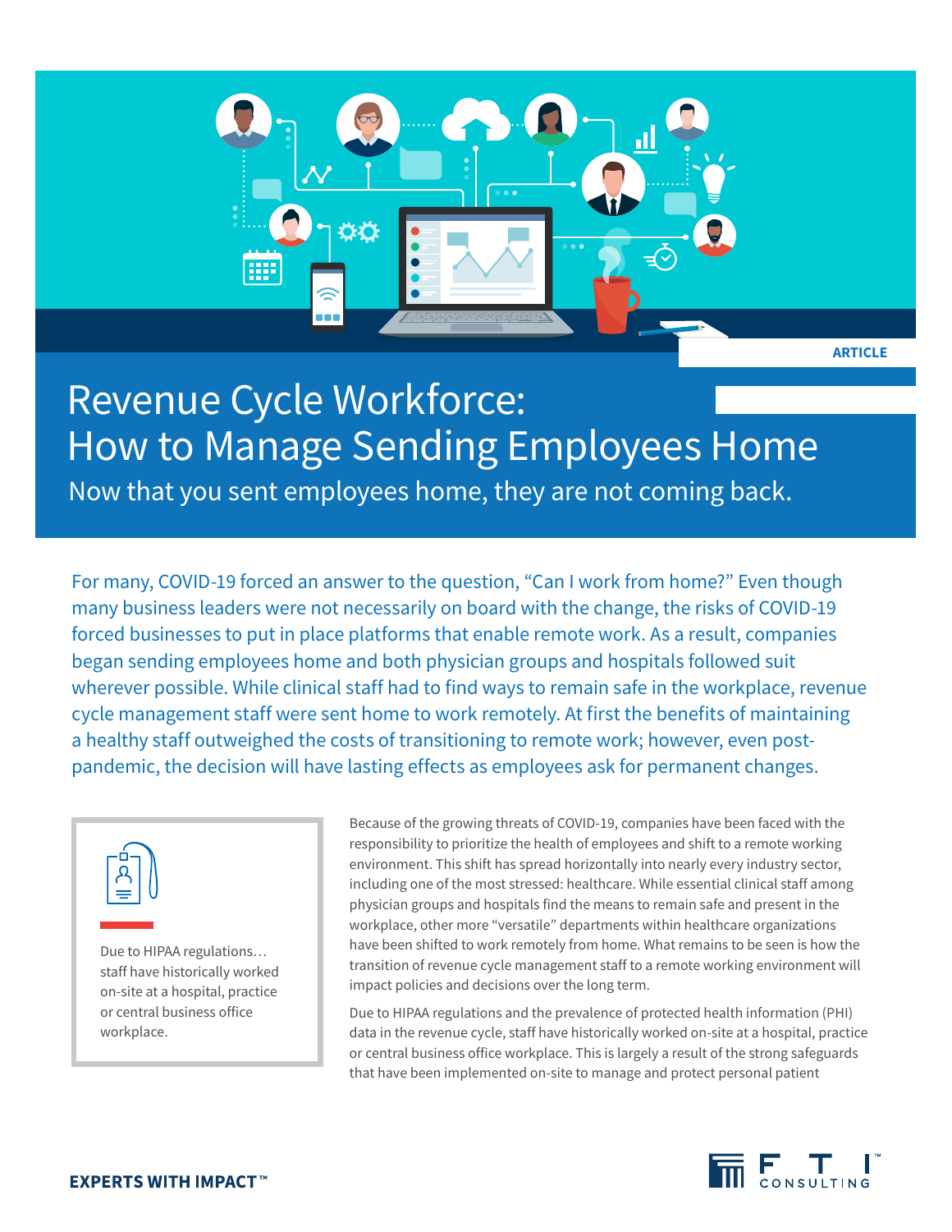ARTICLE

# Revenue Cycle Workforce: How to Manage Sending Employees Home

## Now that you sent employees home, they are not coming back.

For many, COVID-19 forced an answer to the question, "Can I work from home?" Even though many business leaders were not necessarily on board with the change, the risks of COVID-19 forced businesses to put in place platforms that enable remote work. As a result, companies began sending employees home and both physician groups and hospitals followed suit wherever possible. While clinical staff had to find ways to remain safe in the workplace, revenue cycle management staff were sent home to work remotely. At first the benefits of maintaining a healthy staff outweighed the costs of transitioning to remote work; however, even post-pandemic, the decision will have lasting effects as employees ask for permanent changes.

> Due to HIPAA regulations… staff have historically worked on-site at a hospital, practice or central business office workplace.

Because of the growing threats of COVID-19, companies have been faced with the responsibility to prioritize the health of employees and shift to a remote working environment. This shift has spread horizontally into nearly every industry sector, including one of the most stressed: healthcare. While essential clinical staff among physician groups and hospitals find the means to remain safe and present in the workplace, other more "versatile" departments within healthcare organizations have been shifted to work remotely from home. What remains to be seen is how the transition of revenue cycle management staff to a remote working environment will impact policies and decisions over the long term.

Due to HIPAA regulations and the prevalence of protected health information (PHI) data in the revenue cycle, staff have historically worked on-site at a hospital, practice or central business office workplace. This is largely a result of the strong safeguards that have been implemented on-site to manage and protect personal patient

EXPERTS WITH IMPACT™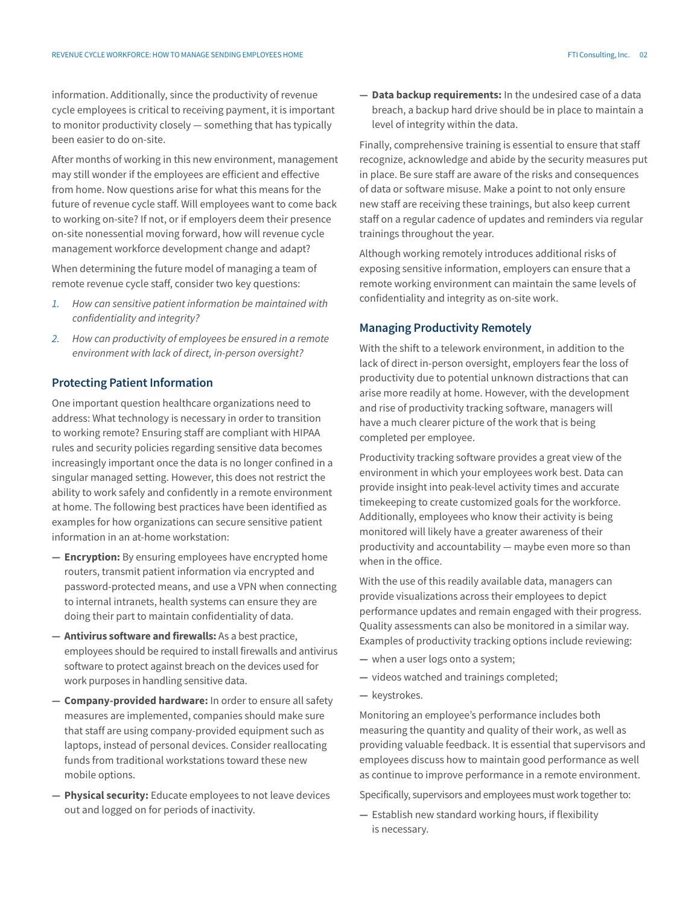information. Additionally, since the productivity of revenue cycle employees is critical to receiving payment, it is important to monitor productivity closely — something that has typically been easier to do on-site.

After months of working in this new environment, management may still wonder if the employees are efficient and effective from home. Now questions arise for what this means for the future of revenue cycle staff. Will employees want to come back to working on-site? If not, or if employers deem their presence on-site nonessential moving forward, how will revenue cycle management workforce development change and adapt?

When determining the future model of managing a team of remote revenue cycle staff, consider two key questions:

1. *How can sensitive patient information be maintained with confidentiality and integrity?*
2. *How can productivity of employees be ensured in a remote environment with lack of direct, in-person oversight?*

## Protecting Patient Information

One important question healthcare organizations need to address: What technology is necessary in order to transition to working remote? Ensuring staff are compliant with HIPAA rules and security policies regarding sensitive data becomes increasingly important once the data is no longer confined in a singular managed setting. However, this does not restrict the ability to work safely and confidently in a remote environment at home. The following best practices have been identified as examples for how organizations can secure sensitive patient information in an at-home workstation:

- **Encryption:** By ensuring employees have encrypted home routers, transmit patient information via encrypted and password-protected means, and use a VPN when connecting to internal intranets, health systems can ensure they are doing their part to maintain confidentiality of data.
- **Antivirus software and firewalls:** As a best practice, employees should be required to install firewalls and antivirus software to protect against breach on the devices used for work purposes in handling sensitive data.
- **Company-provided hardware:** In order to ensure all safety measures are implemented, companies should make sure that staff are using company-provided equipment such as laptops, instead of personal devices. Consider reallocating funds from traditional workstations toward these new mobile options.
- **Physical security:** Educate employees to not leave devices out and logged on for periods of inactivity.
- **Data backup requirements:** In the undesired case of a data breach, a backup hard drive should be in place to maintain a level of integrity within the data.

Finally, comprehensive training is essential to ensure that staff recognize, acknowledge and abide by the security measures put in place. Be sure staff are aware of the risks and consequences of data or software misuse. Make a point to not only ensure new staff are receiving these trainings, but also keep current staff on a regular cadence of updates and reminders via regular trainings throughout the year.

Although working remotely introduces additional risks of exposing sensitive information, employers can ensure that a remote working environment can maintain the same levels of confidentiality and integrity as on-site work.

## Managing Productivity Remotely

With the shift to a telework environment, in addition to the lack of direct in-person oversight, employers fear the loss of productivity due to potential unknown distractions that can arise more readily at home. However, with the development and rise of productivity tracking software, managers will have a much clearer picture of the work that is being completed per employee.

Productivity tracking software provides a great view of the environment in which your employees work best. Data can provide insight into peak-level activity times and accurate timekeeping to create customized goals for the workforce. Additionally, employees who know their activity is being monitored will likely have a greater awareness of their productivity and accountability — maybe even more so than when in the office.

With the use of this readily available data, managers can provide visualizations across their employees to depict performance updates and remain engaged with their progress. Quality assessments can also be monitored in a similar way. Examples of productivity tracking options include reviewing:

- when a user logs onto a system;
- videos watched and trainings completed;
- keystrokes.

Monitoring an employee's performance includes both measuring the quantity and quality of their work, as well as providing valuable feedback. It is essential that supervisors and employees discuss how to maintain good performance as well as continue to improve performance in a remote environment.

Specifically, supervisors and employees must work together to:

- Establish new standard working hours, if flexibility is necessary.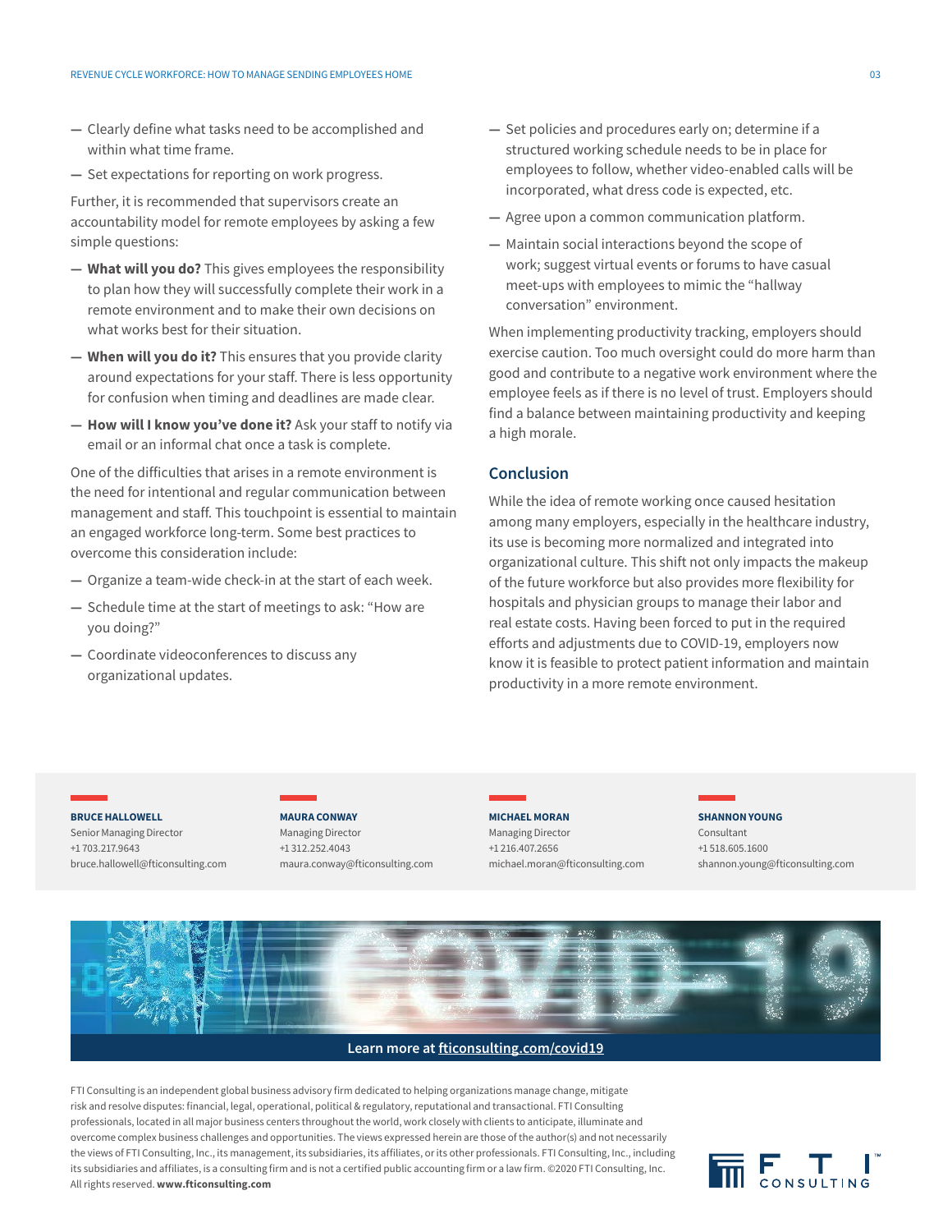- Clearly define what tasks need to be accomplished and within what time frame.
- Set expectations for reporting on work progress.

Further, it is recommended that supervisors create an accountability model for remote employees by asking a few simple questions:

- **What will you do?** This gives employees the responsibility to plan how they will successfully complete their work in a remote environment and to make their own decisions on what works best for their situation.
- **When will you do it?** This ensures that you provide clarity around expectations for your staff. There is less opportunity for confusion when timing and deadlines are made clear.
- **How will I know you've done it?** Ask your staff to notify via email or an informal chat once a task is complete.

One of the difficulties that arises in a remote environment is the need for intentional and regular communication between management and staff. This touchpoint is essential to maintain an engaged workforce long-term. Some best practices to overcome this consideration include:

- Organize a team-wide check-in at the start of each week.
- Schedule time at the start of meetings to ask: "How are you doing?"
- Coordinate videoconferences to discuss any organizational updates.
- Set policies and procedures early on; determine if a structured working schedule needs to be in place for employees to follow, whether video-enabled calls will be incorporated, what dress code is expected, etc.
- Agree upon a common communication platform.
- Maintain social interactions beyond the scope of work; suggest virtual events or forums to have casual meet-ups with employees to mimic the "hallway conversation" environment.

When implementing productivity tracking, employers should exercise caution. Too much oversight could do more harm than good and contribute to a negative work environment where the employee feels as if there is no level of trust. Employers should find a balance between maintaining productivity and keeping a high morale.

## Conclusion

While the idea of remote working once caused hesitation among many employers, especially in the healthcare industry, its use is becoming more normalized and integrated into organizational culture. This shift not only impacts the makeup of the future workforce but also provides more flexibility for hospitals and physician groups to manage their labor and real estate costs. Having been forced to put in the required efforts and adjustments due to COVID-19, employers now know it is feasible to protect patient information and maintain productivity in a more remote environment.

**BRUCE HALLOWELL**
Senior Managing Director
+1 703.217.9643
bruce.hallowell@fticonsulting.com

**MAURA CONWAY**
Managing Director
+1 312.252.4043
maura.conway@fticonsulting.com

**MICHAEL MORAN**
Managing Director
+1 216.407.2656
michael.moran@fticonsulting.com

**SHANNON YOUNG**
Consultant
+1 518.605.1600
shannon.young@fticonsulting.com

Learn more at fticonsulting.com/covid19

FTI Consulting is an independent global business advisory firm dedicated to helping organizations manage change, mitigate risk and resolve disputes: financial, legal, operational, political & regulatory, reputational and transactional. FTI Consulting professionals, located in all major business centers throughout the world, work closely with clients to anticipate, illuminate and overcome complex business challenges and opportunities. The views expressed herein are those of the author(s) and not necessarily the views of FTI Consulting, Inc., its management, its subsidiaries, its affiliates, or its other professionals. FTI Consulting, Inc., including its subsidiaries and affiliates, is a consulting firm and is not a certified public accounting firm or a law firm. ©2020 FTI Consulting, Inc. All rights reserved. **www.fticonsulting.com**